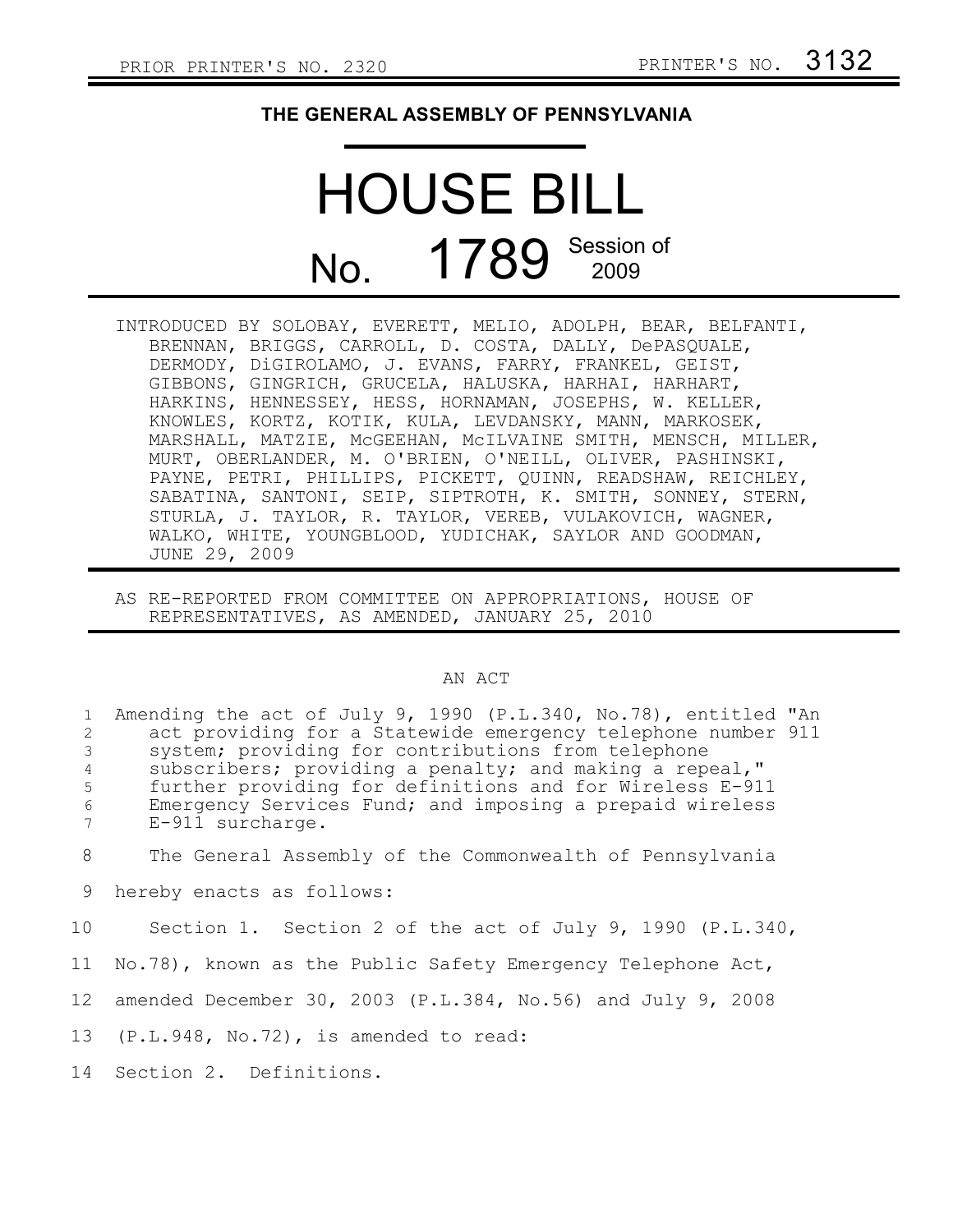PRIOR PRINTER'S NO. 2320 PRINTER'S NO. 3132

# THE GENERAL ASSEMBLY OF PENNSYLVANIA

# HOUSE BILL

## No. 1789 Session of 2009

INTRODUCED BY SOLOBAY, EVERETT, MELIO, ADOLPH, BEAR, BELFANTI, BRENNAN, BRIGGS, CARROLL, D. COSTA, DALLY, DePASQUALE, DERMODY, DiGIROLAMO, J. EVANS, FARRY, FRANKEL, GEIST, GIBBONS, GINGRICH, GRUCELA, HALUSKA, HARHAI, HARHART, HARKINS, HENNESSEY, HESS, HORNAMAN, JOSEPHS, W. KELLER, KNOWLES, KORTZ, KOTIK, KULA, LEVDANSKY, MANN, MARKOSEK, MARSHALL, MATZIE, McGEEHAN, McILVAINE SMITH, MENSCH, MILLER, MURT, OBERLANDER, M. O'BRIEN, O'NEILL, OLIVER, PASHINSKI, PAYNE, PETRI, PHILLIPS, PICKETT, QUINN, READSHAW, REICHLEY, SABATINA, SANTONI, SEIP, SIPTROTH, K. SMITH, SONNEY, STERN, STURLA, J. TAYLOR, R. TAYLOR, VEREB, VULAKOVICH, WAGNER, WALKO, WHITE, YOUNGBLOOD, YUDICHAK, SAYLOR AND GOODMAN, JUNE 29, 2009

AS RE-REPORTED FROM COMMITTEE ON APPROPRIATIONS, HOUSE OF REPRESENTATIVES, AS AMENDED, JANUARY 25, 2010

AN ACT

1 Amending the act of July 9, 1990 (P.L.340, No.78), entitled "An
2 act providing for a Statewide emergency telephone number 911
3 system; providing for contributions from telephone
4 subscribers; providing a penalty; and making a repeal,"
5 further providing for definitions and for Wireless E-911
6 Emergency Services Fund; and imposing a prepaid wireless
7 E-911 surcharge.

8 The General Assembly of the Commonwealth of Pennsylvania
9 hereby enacts as follows:

10 Section 1. Section 2 of the act of July 9, 1990 (P.L.340,
11 No.78), known as the Public Safety Emergency Telephone Act,
12 amended December 30, 2003 (P.L.384, No.56) and July 9, 2008
13 (P.L.948, No.72), is amended to read:

14 Section 2. Definitions.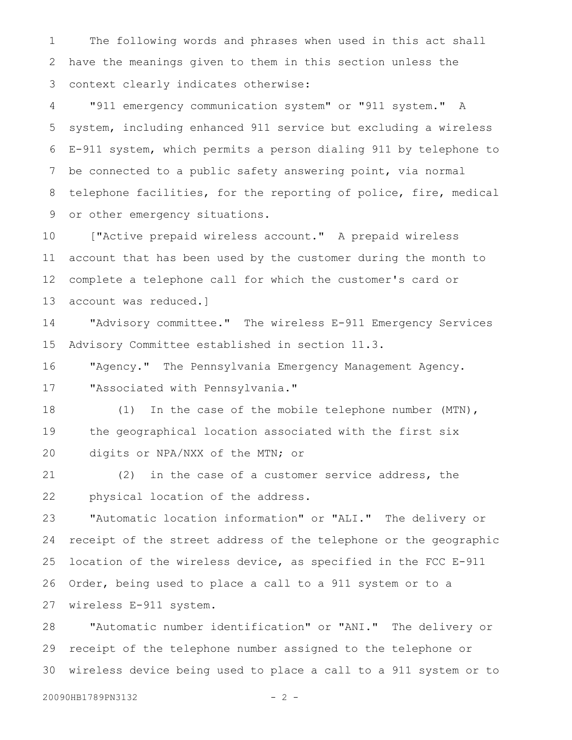The following words and phrases when used in this act shall have the meanings given to them in this section unless the context clearly indicates otherwise:

"911 emergency communication system" or "911 system." A system, including enhanced 911 service but excluding a wireless E-911 system, which permits a person dialing 911 by telephone to be connected to a public safety answering point, via normal telephone facilities, for the reporting of police, fire, medical or other emergency situations.

["Active prepaid wireless account." A prepaid wireless account that has been used by the customer during the month to complete a telephone call for which the customer's card or account was reduced.]

"Advisory committee." The wireless E-911 Emergency Services Advisory Committee established in section 11.3.

"Agency." The Pennsylvania Emergency Management Agency.

"Associated with Pennsylvania."

(1) In the case of the mobile telephone number (MTN), the geographical location associated with the first six digits or NPA/NXX of the MTN; or

(2) in the case of a customer service address, the physical location of the address.

"Automatic location information" or "ALI." The delivery or receipt of the street address of the telephone or the geographic location of the wireless device, as specified in the FCC E-911 Order, being used to place a call to a 911 system or to a wireless E-911 system.

"Automatic number identification" or "ANI." The delivery or receipt of the telephone number assigned to the telephone or wireless device being used to place a call to a 911 system or to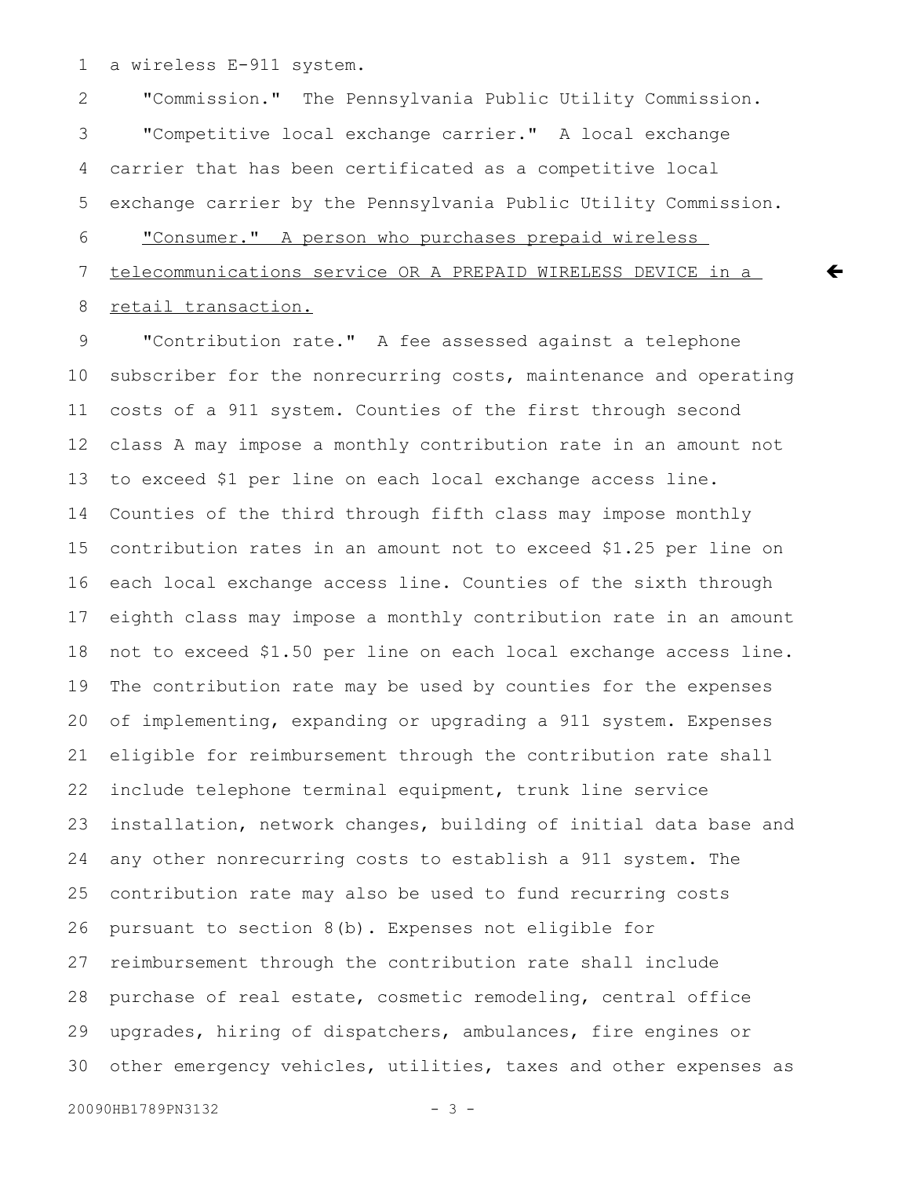a wireless E-911 system.

"Commission." The Pennsylvania Public Utility Commission.

"Competitive local exchange carrier." A local exchange carrier that has been certificated as a competitive local exchange carrier by the Pennsylvania Public Utility Commission.

<u>"Consumer." A person who purchases prepaid wireless telecommunications service OR A PREPAID WIRELESS DEVICE in a retail transaction.</u>

"Contribution rate." A fee assessed against a telephone subscriber for the nonrecurring costs, maintenance and operating costs of a 911 system. Counties of the first through second class A may impose a monthly contribution rate in an amount not to exceed $1 per line on each local exchange access line. Counties of the third through fifth class may impose monthly contribution rates in an amount not to exceed $1.25 per line on each local exchange access line. Counties of the sixth through eighth class may impose a monthly contribution rate in an amount not to exceed $1.50 per line on each local exchange access line. The contribution rate may be used by counties for the expenses of implementing, expanding or upgrading a 911 system. Expenses eligible for reimbursement through the contribution rate shall include telephone terminal equipment, trunk line service installation, network changes, building of initial data base and any other nonrecurring costs to establish a 911 system. The contribution rate may also be used to fund recurring costs pursuant to section 8(b). Expenses not eligible for reimbursement through the contribution rate shall include purchase of real estate, cosmetic remodeling, central office upgrades, hiring of dispatchers, ambulances, fire engines or other emergency vehicles, utilities, taxes and other expenses as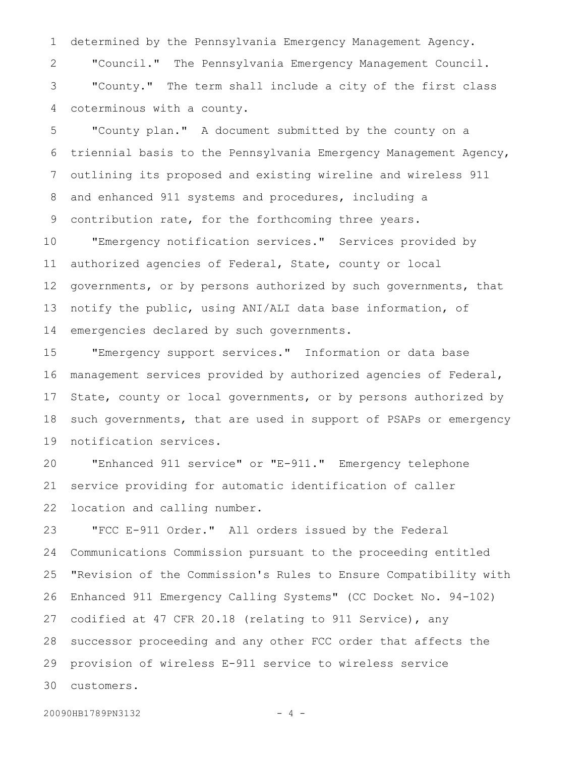determined by the Pennsylvania Emergency Management Agency.

"Council." The Pennsylvania Emergency Management Council.

"County." The term shall include a city of the first class coterminous with a county.

"County plan." A document submitted by the county on a triennial basis to the Pennsylvania Emergency Management Agency, outlining its proposed and existing wireline and wireless 911 and enhanced 911 systems and procedures, including a contribution rate, for the forthcoming three years.

"Emergency notification services." Services provided by authorized agencies of Federal, State, county or local governments, or by persons authorized by such governments, that notify the public, using ANI/ALI data base information, of emergencies declared by such governments.

"Emergency support services." Information or data base management services provided by authorized agencies of Federal, State, county or local governments, or by persons authorized by such governments, that are used in support of PSAPs or emergency notification services.

"Enhanced 911 service" or "E-911." Emergency telephone service providing for automatic identification of caller location and calling number.

"FCC E-911 Order." All orders issued by the Federal Communications Commission pursuant to the proceeding entitled "Revision of the Commission's Rules to Ensure Compatibility with Enhanced 911 Emergency Calling Systems" (CC Docket No. 94-102) codified at 47 CFR 20.18 (relating to 911 Service), any successor proceeding and any other FCC order that affects the provision of wireless E-911 service to wireless service customers.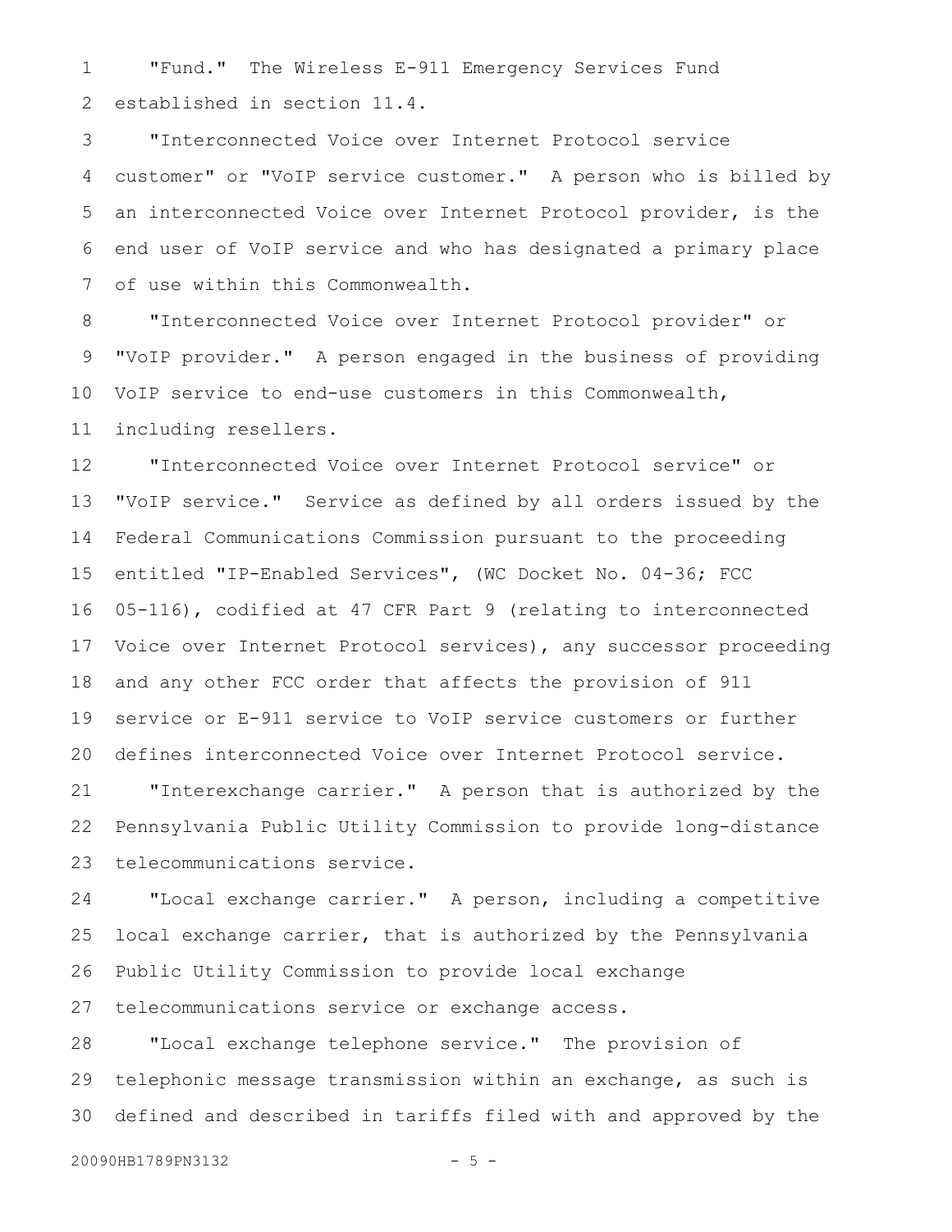"Fund." The Wireless E-911 Emergency Services Fund established in section 11.4.

"Interconnected Voice over Internet Protocol service customer" or "VoIP service customer." A person who is billed by an interconnected Voice over Internet Protocol provider, is the end user of VoIP service and who has designated a primary place of use within this Commonwealth.

"Interconnected Voice over Internet Protocol provider" or "VoIP provider." A person engaged in the business of providing VoIP service to end-use customers in this Commonwealth, including resellers.

"Interconnected Voice over Internet Protocol service" or "VoIP service." Service as defined by all orders issued by the Federal Communications Commission pursuant to the proceeding entitled "IP-Enabled Services", (WC Docket No. 04-36; FCC 05-116), codified at 47 CFR Part 9 (relating to interconnected Voice over Internet Protocol services), any successor proceeding and any other FCC order that affects the provision of 911 service or E-911 service to VoIP service customers or further defines interconnected Voice over Internet Protocol service.

"Interexchange carrier." A person that is authorized by the Pennsylvania Public Utility Commission to provide long-distance telecommunications service.

"Local exchange carrier." A person, including a competitive local exchange carrier, that is authorized by the Pennsylvania Public Utility Commission to provide local exchange telecommunications service or exchange access.

"Local exchange telephone service." The provision of telephonic message transmission within an exchange, as such is defined and described in tariffs filed with and approved by the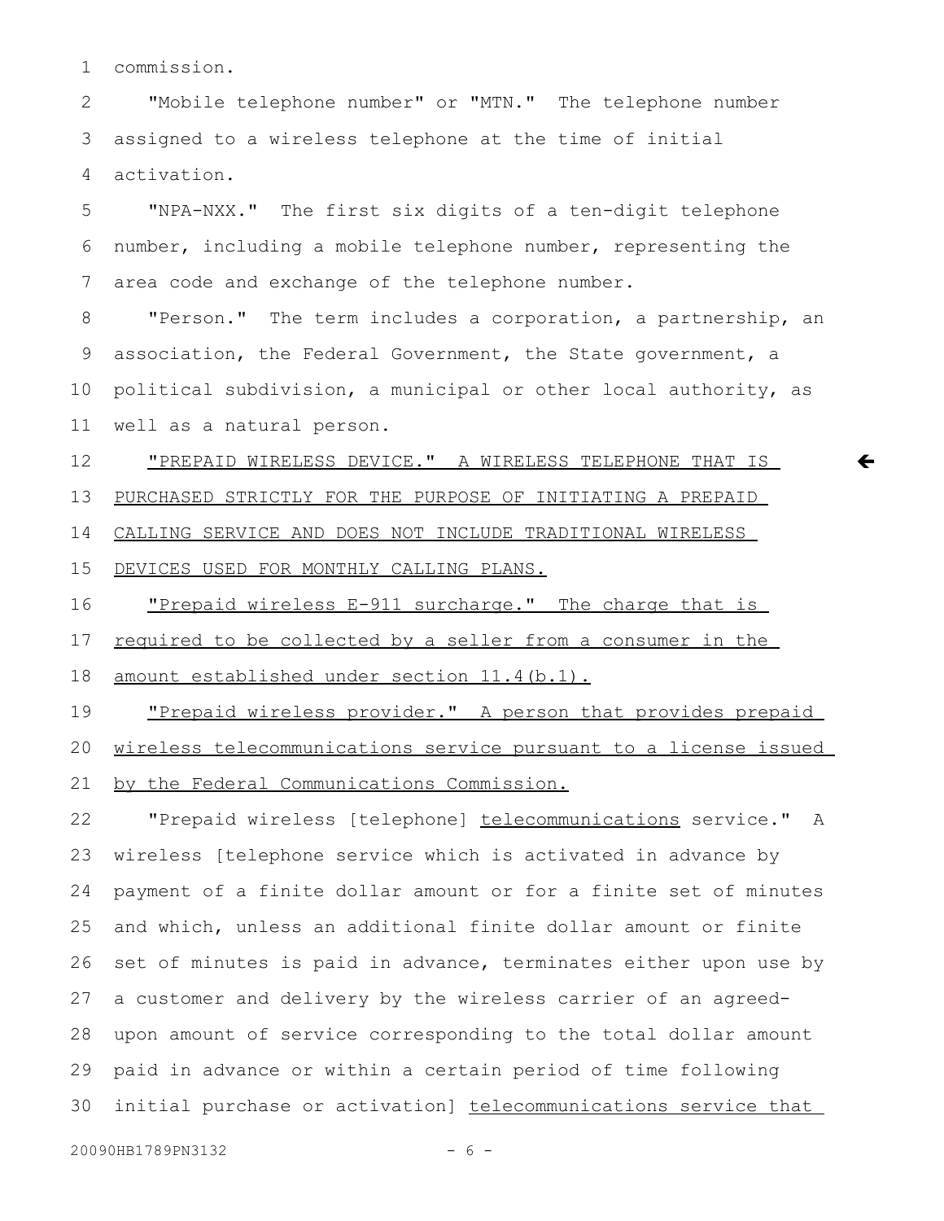commission.

"Mobile telephone number" or "MTN." The telephone number assigned to a wireless telephone at the time of initial activation.

"NPA-NXX." The first six digits of a ten-digit telephone number, including a mobile telephone number, representing the area code and exchange of the telephone number.

"Person." The term includes a corporation, a partnership, an association, the Federal Government, the State government, a political subdivision, a municipal or other local authority, as well as a natural person.

<u>"PREPAID WIRELESS DEVICE." A WIRELESS TELEPHONE THAT IS PURCHASED STRICTLY FOR THE PURPOSE OF INITIATING A PREPAID CALLING SERVICE AND DOES NOT INCLUDE TRADITIONAL WIRELESS DEVICES USED FOR MONTHLY CALLING PLANS.</u>

<u>"Prepaid wireless E-911 surcharge." The charge that is required to be collected by a seller from a consumer in the amount established under section 11.4(b.1).</u>

<u>"Prepaid wireless provider." A person that provides prepaid wireless telecommunications service pursuant to a license issued by the Federal Communications Commission.</u>

"Prepaid wireless [telephone] <u>telecommunications</u> service." A wireless [telephone service which is activated in advance by payment of a finite dollar amount or for a finite set of minutes and which, unless an additional finite dollar amount or finite set of minutes is paid in advance, terminates either upon use by a customer and delivery by the wireless carrier of an agreed-upon amount of service corresponding to the total dollar amount paid in advance or within a certain period of time following initial purchase or activation] <u>telecommunications service that</u>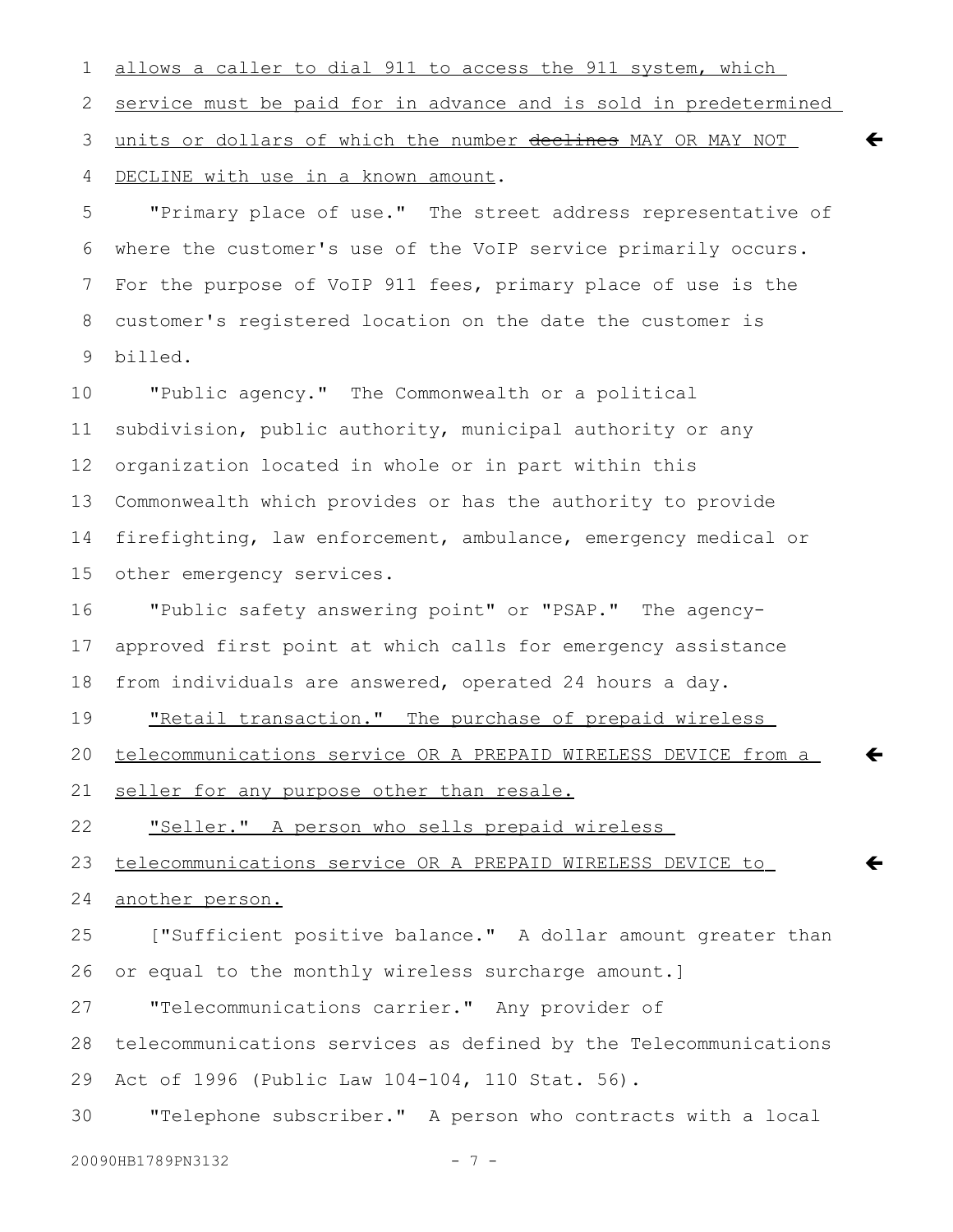allows a caller to dial 911 to access the 911 system, which service must be paid for in advance and is sold in predetermined units or dollars of which the number ~~declines~~ MAY OR MAY NOT DECLINE with use in a known amount.

"Primary place of use." The street address representative of where the customer's use of the VoIP service primarily occurs. For the purpose of VoIP 911 fees, primary place of use is the customer's registered location on the date the customer is billed.

"Public agency." The Commonwealth or a political subdivision, public authority, municipal authority or any organization located in whole or in part within this Commonwealth which provides or has the authority to provide firefighting, law enforcement, ambulance, emergency medical or other emergency services.

"Public safety answering point" or "PSAP." The agency-approved first point at which calls for emergency assistance from individuals are answered, operated 24 hours a day.

"Retail transaction." The purchase of prepaid wireless telecommunications service OR A PREPAID WIRELESS DEVICE from a seller for any purpose other than resale.

"Seller." A person who sells prepaid wireless telecommunications service OR A PREPAID WIRELESS DEVICE to another person.

["Sufficient positive balance." A dollar amount greater than or equal to the monthly wireless surcharge amount.]

"Telecommunications carrier." Any provider of telecommunications services as defined by the Telecommunications Act of 1996 (Public Law 104-104, 110 Stat. 56).

"Telephone subscriber." A person who contracts with a local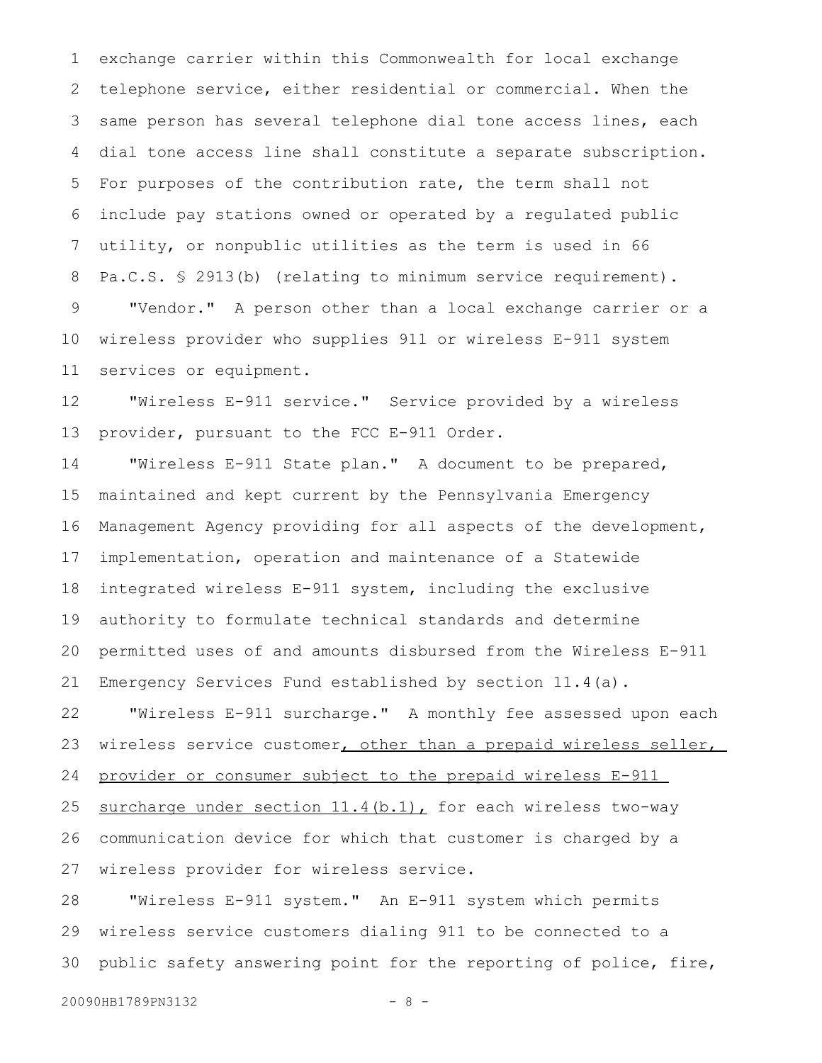exchange carrier within this Commonwealth for local exchange telephone service, either residential or commercial. When the same person has several telephone dial tone access lines, each dial tone access line shall constitute a separate subscription. For purposes of the contribution rate, the term shall not include pay stations owned or operated by a regulated public utility, or nonpublic utilities as the term is used in 66 Pa.C.S. § 2913(b) (relating to minimum service requirement).

"Vendor." A person other than a local exchange carrier or a wireless provider who supplies 911 or wireless E-911 system services or equipment.

"Wireless E-911 service." Service provided by a wireless provider, pursuant to the FCC E-911 Order.

"Wireless E-911 State plan." A document to be prepared, maintained and kept current by the Pennsylvania Emergency Management Agency providing for all aspects of the development, implementation, operation and maintenance of a Statewide integrated wireless E-911 system, including the exclusive authority to formulate technical standards and determine permitted uses of and amounts disbursed from the Wireless E-911 Emergency Services Fund established by section 11.4(a).

"Wireless E-911 surcharge." A monthly fee assessed upon each wireless service customer, other than a prepaid wireless seller, provider or consumer subject to the prepaid wireless E-911 surcharge under section 11.4(b.1), for each wireless two-way communication device for which that customer is charged by a wireless provider for wireless service.

"Wireless E-911 system." An E-911 system which permits wireless service customers dialing 911 to be connected to a public safety answering point for the reporting of police, fire,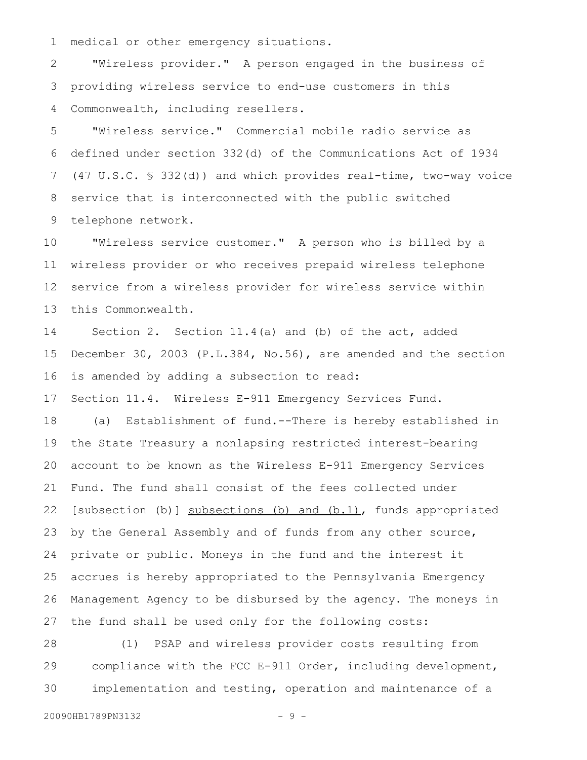medical or other emergency situations.

"Wireless provider." A person engaged in the business of providing wireless service to end-use customers in this Commonwealth, including resellers.

"Wireless service." Commercial mobile radio service as defined under section 332(d) of the Communications Act of 1934 (47 U.S.C. § 332(d)) and which provides real-time, two-way voice service that is interconnected with the public switched telephone network.

"Wireless service customer." A person who is billed by a wireless provider or who receives prepaid wireless telephone service from a wireless provider for wireless service within this Commonwealth.

Section 2. Section 11.4(a) and (b) of the act, added December 30, 2003 (P.L.384, No.56), are amended and the section is amended by adding a subsection to read:

Section 11.4. Wireless E-911 Emergency Services Fund.

(a) Establishment of fund.--There is hereby established in the State Treasury a nonlapsing restricted interest-bearing account to be known as the Wireless E-911 Emergency Services Fund. The fund shall consist of the fees collected under [subsection (b)] <u>subsections (b) and (b.1)</u>, funds appropriated by the General Assembly and of funds from any other source, private or public. Moneys in the fund and the interest it accrues is hereby appropriated to the Pennsylvania Emergency Management Agency to be disbursed by the agency. The moneys in the fund shall be used only for the following costs:

(1) PSAP and wireless provider costs resulting from compliance with the FCC E-911 Order, including development, implementation and testing, operation and maintenance of a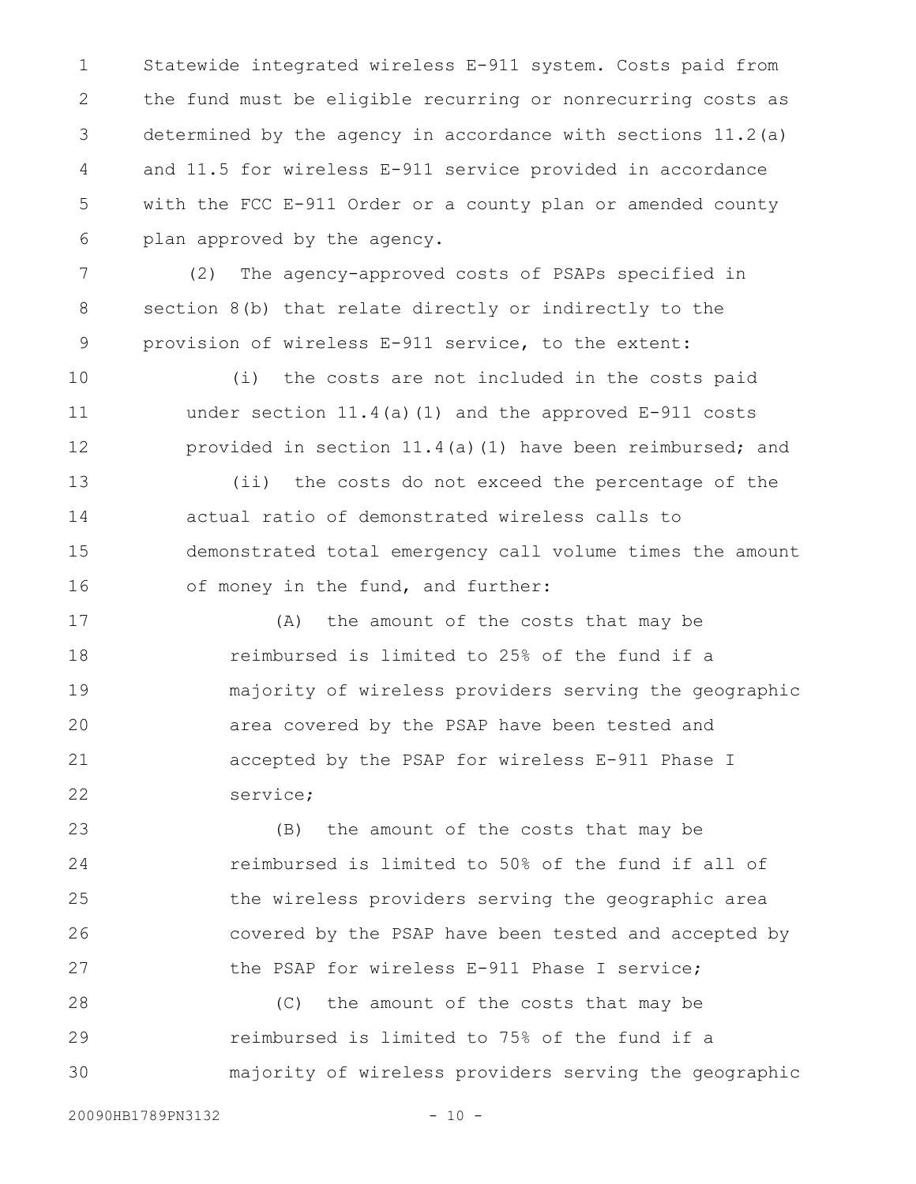Statewide integrated wireless E-911 system. Costs paid from the fund must be eligible recurring or nonrecurring costs as determined by the agency in accordance with sections 11.2(a) and 11.5 for wireless E-911 service provided in accordance with the FCC E-911 Order or a county plan or amended county plan approved by the agency.

(2) The agency-approved costs of PSAPs specified in section 8(b) that relate directly or indirectly to the provision of wireless E-911 service, to the extent:

(i) the costs are not included in the costs paid under section 11.4(a)(1) and the approved E-911 costs provided in section 11.4(a)(1) have been reimbursed; and

(ii) the costs do not exceed the percentage of the actual ratio of demonstrated wireless calls to demonstrated total emergency call volume times the amount of money in the fund, and further:

(A) the amount of the costs that may be reimbursed is limited to 25% of the fund if a majority of wireless providers serving the geographic area covered by the PSAP have been tested and accepted by the PSAP for wireless E-911 Phase I service;

(B) the amount of the costs that may be reimbursed is limited to 50% of the fund if all of the wireless providers serving the geographic area covered by the PSAP have been tested and accepted by the PSAP for wireless E-911 Phase I service;

(C) the amount of the costs that may be reimbursed is limited to 75% of the fund if a majority of wireless providers serving the geographic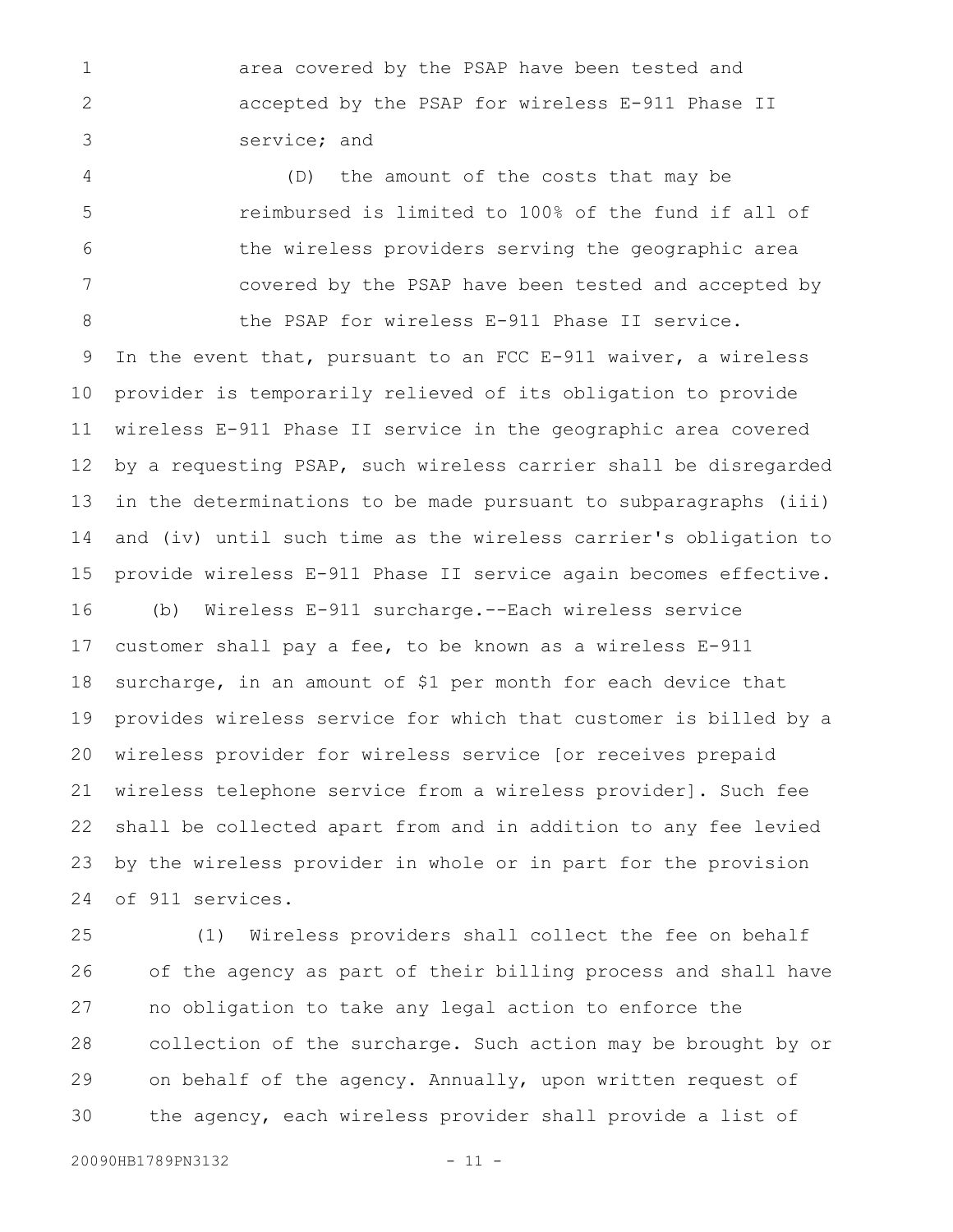area covered by the PSAP have been tested and accepted by the PSAP for wireless E-911 Phase II service; and

(D) the amount of the costs that may be reimbursed is limited to 100% of the fund if all of the wireless providers serving the geographic area covered by the PSAP have been tested and accepted by the PSAP for wireless E-911 Phase II service.

In the event that, pursuant to an FCC E-911 waiver, a wireless provider is temporarily relieved of its obligation to provide wireless E-911 Phase II service in the geographic area covered by a requesting PSAP, such wireless carrier shall be disregarded in the determinations to be made pursuant to subparagraphs (iii) and (iv) until such time as the wireless carrier's obligation to provide wireless E-911 Phase II service again becomes effective.

(b) Wireless E-911 surcharge.--Each wireless service customer shall pay a fee, to be known as a wireless E-911 surcharge, in an amount of $1 per month for each device that provides wireless service for which that customer is billed by a wireless provider for wireless service [or receives prepaid wireless telephone service from a wireless provider]. Such fee shall be collected apart from and in addition to any fee levied by the wireless provider in whole or in part for the provision of 911 services.

(1) Wireless providers shall collect the fee on behalf of the agency as part of their billing process and shall have no obligation to take any legal action to enforce the collection of the surcharge. Such action may be brought by or on behalf of the agency. Annually, upon written request of the agency, each wireless provider shall provide a list of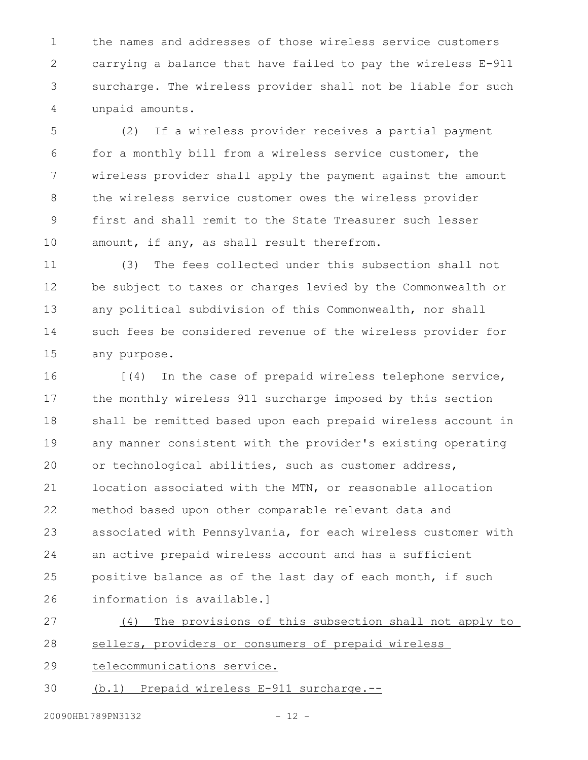the names and addresses of those wireless service customers carrying a balance that have failed to pay the wireless E-911 surcharge. The wireless provider shall not be liable for such unpaid amounts.

(2) If a wireless provider receives a partial payment for a monthly bill from a wireless service customer, the wireless provider shall apply the payment against the amount the wireless service customer owes the wireless provider first and shall remit to the State Treasurer such lesser amount, if any, as shall result therefrom.

(3) The fees collected under this subsection shall not be subject to taxes or charges levied by the Commonwealth or any political subdivision of this Commonwealth, nor shall such fees be considered revenue of the wireless provider for any purpose.

[(4) In the case of prepaid wireless telephone service, the monthly wireless 911 surcharge imposed by this section shall be remitted based upon each prepaid wireless account in any manner consistent with the provider's existing operating or technological abilities, such as customer address, location associated with the MTN, or reasonable allocation method based upon other comparable relevant data and associated with Pennsylvania, for each wireless customer with an active prepaid wireless account and has a sufficient positive balance as of the last day of each month, if such information is available.]

<u>(4) The provisions of this subsection shall not apply to sellers, providers or consumers of prepaid wireless telecommunications service.</u>

<u>(b.1) Prepaid wireless E-911 surcharge.--</u>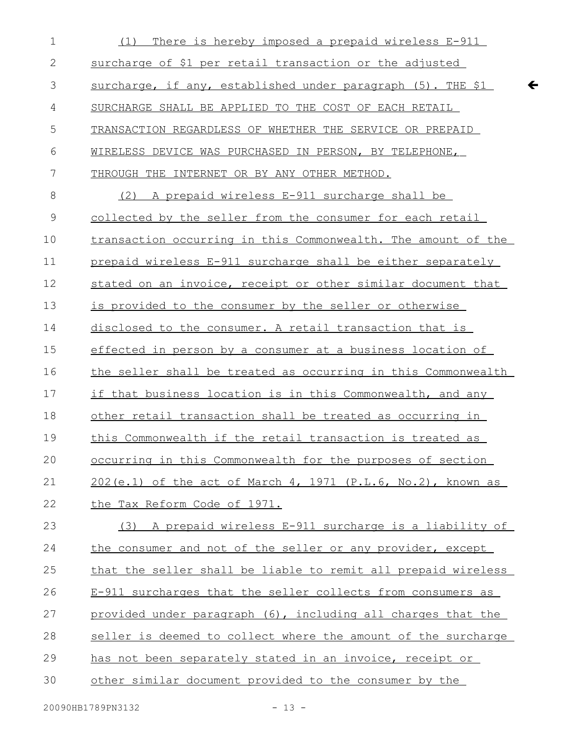(1) There is hereby imposed a prepaid wireless E-911 surcharge of $1 per retail transaction or the adjusted surcharge, if any, established under paragraph (5). THE $1 SURCHARGE SHALL BE APPLIED TO THE COST OF EACH RETAIL TRANSACTION REGARDLESS OF WHETHER THE SERVICE OR PREPAID WIRELESS DEVICE WAS PURCHASED IN PERSON, BY TELEPHONE, THROUGH THE INTERNET OR BY ANY OTHER METHOD.

(2) A prepaid wireless E-911 surcharge shall be collected by the seller from the consumer for each retail transaction occurring in this Commonwealth. The amount of the prepaid wireless E-911 surcharge shall be either separately stated on an invoice, receipt or other similar document that is provided to the consumer by the seller or otherwise disclosed to the consumer. A retail transaction that is effected in person by a consumer at a business location of the seller shall be treated as occurring in this Commonwealth if that business location is in this Commonwealth, and any other retail transaction shall be treated as occurring in this Commonwealth if the retail transaction is treated as occurring in this Commonwealth for the purposes of section 202(e.1) of the act of March 4, 1971 (P.L.6, No.2), known as the Tax Reform Code of 1971.

(3) A prepaid wireless E-911 surcharge is a liability of the consumer and not of the seller or any provider, except that the seller shall be liable to remit all prepaid wireless E-911 surcharges that the seller collects from consumers as provided under paragraph (6), including all charges that the seller is deemed to collect where the amount of the surcharge has not been separately stated in an invoice, receipt or other similar document provided to the consumer by the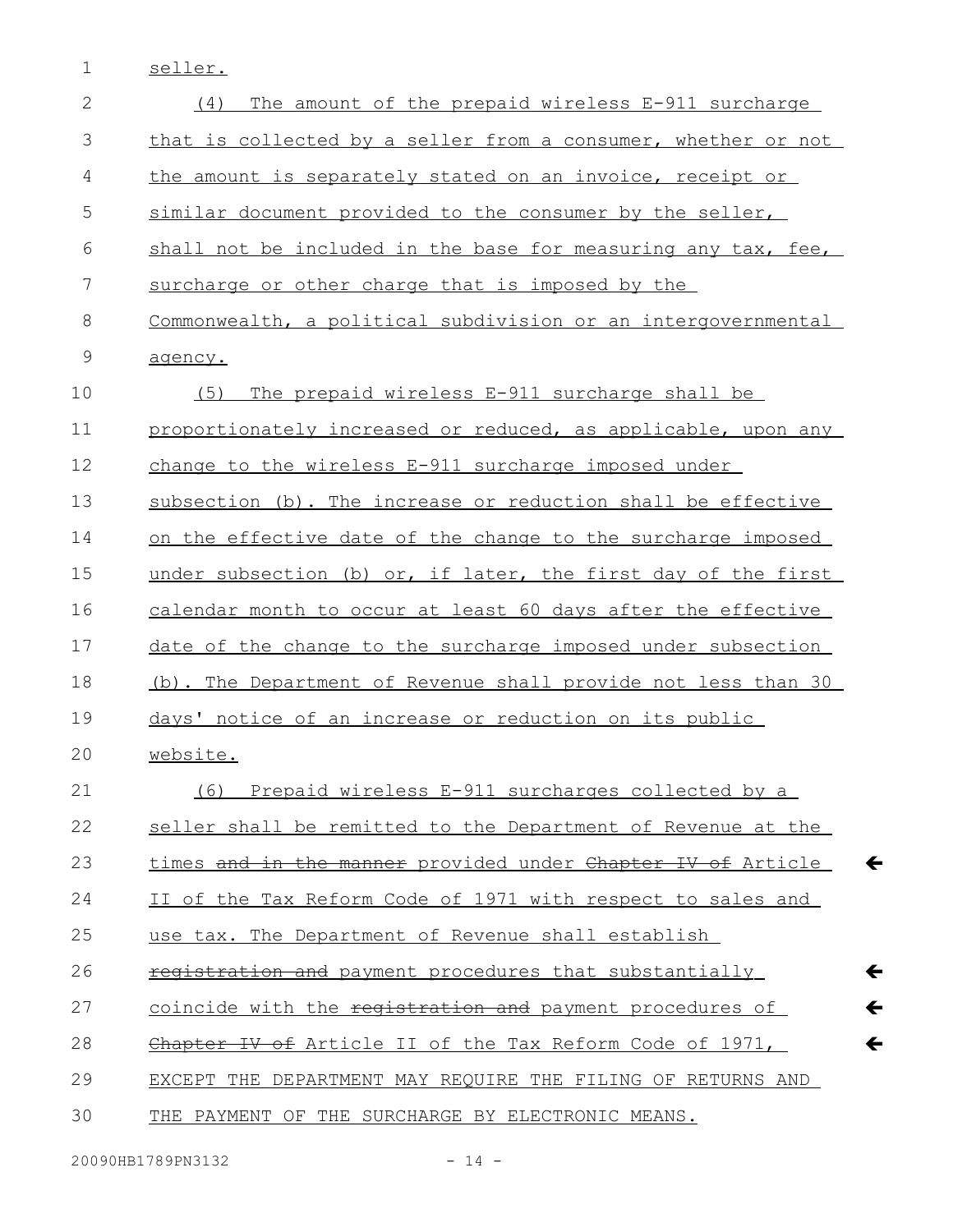seller.

(4) The amount of the prepaid wireless E-911 surcharge that is collected by a seller from a consumer, whether or not the amount is separately stated on an invoice, receipt or similar document provided to the consumer by the seller, shall not be included in the base for measuring any tax, fee, surcharge or other charge that is imposed by the Commonwealth, a political subdivision or an intergovernmental agency.

(5) The prepaid wireless E-911 surcharge shall be proportionately increased or reduced, as applicable, upon any change to the wireless E-911 surcharge imposed under subsection (b). The increase or reduction shall be effective on the effective date of the change to the surcharge imposed under subsection (b) or, if later, the first day of the first calendar month to occur at least 60 days after the effective date of the change to the surcharge imposed under subsection (b). The Department of Revenue shall provide not less than 30 days' notice of an increase or reduction on its public website.

(6) Prepaid wireless E-911 surcharges collected by a seller shall be remitted to the Department of Revenue at the times ~~and in the manner~~ provided under ~~Chapter IV of~~ Article II of the Tax Reform Code of 1971 with respect to sales and use tax. The Department of Revenue shall establish ~~registration and~~ payment procedures that substantially coincide with the ~~registration and~~ payment procedures of ~~Chapter IV of~~ Article II of the Tax Reform Code of 1971, EXCEPT THE DEPARTMENT MAY REQUIRE THE FILING OF RETURNS AND THE PAYMENT OF THE SURCHARGE BY ELECTRONIC MEANS.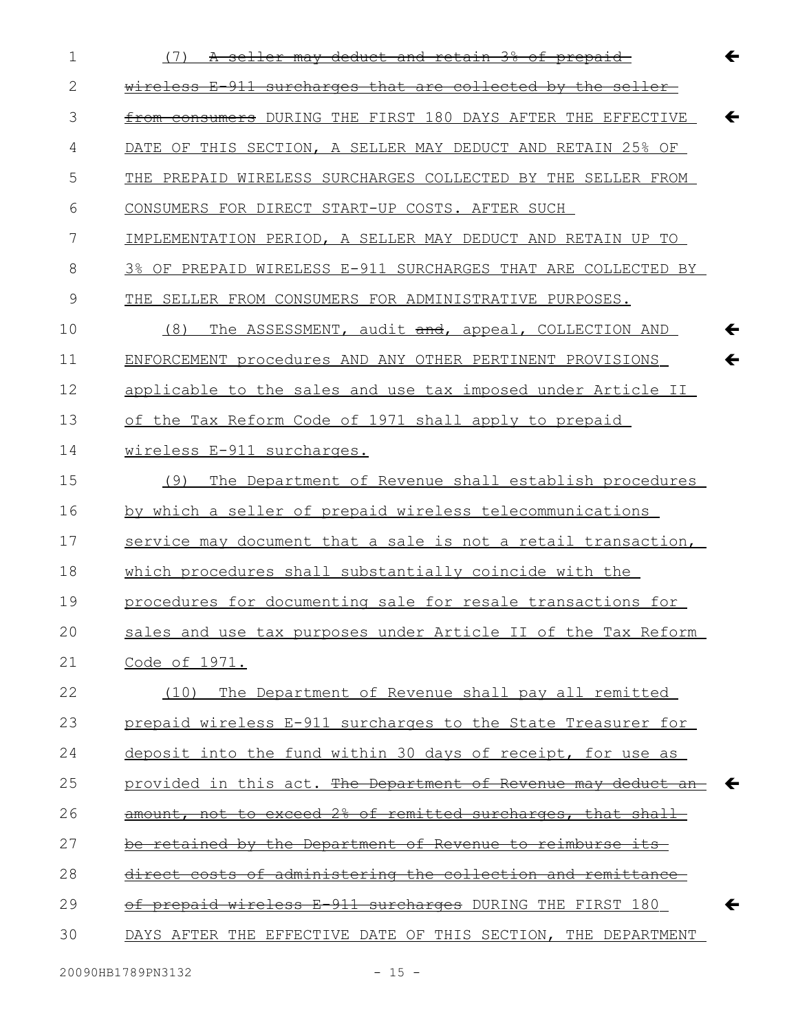(7) ~~A seller may deduct and retain 3% of prepaid wireless E-911 surcharges that are collected by the seller from consumers~~ DURING THE FIRST 180 DAYS AFTER THE EFFECTIVE DATE OF THIS SECTION, A SELLER MAY DEDUCT AND RETAIN 25% OF THE PREPAID WIRELESS SURCHARGES COLLECTED BY THE SELLER FROM CONSUMERS FOR DIRECT START-UP COSTS. AFTER SUCH IMPLEMENTATION PERIOD, A SELLER MAY DEDUCT AND RETAIN UP TO 3% OF PREPAID WIRELESS E-911 SURCHARGES THAT ARE COLLECTED BY THE SELLER FROM CONSUMERS FOR ADMINISTRATIVE PURPOSES.

(8) The ASSESSMENT, audit ~~and~~, appeal, COLLECTION AND ENFORCEMENT procedures AND ANY OTHER PERTINENT PROVISIONS applicable to the sales and use tax imposed under Article II of the Tax Reform Code of 1971 shall apply to prepaid wireless E-911 surcharges.

(9) The Department of Revenue shall establish procedures by which a seller of prepaid wireless telecommunications service may document that a sale is not a retail transaction, which procedures shall substantially coincide with the procedures for documenting sale for resale transactions for sales and use tax purposes under Article II of the Tax Reform Code of 1971.

(10) The Department of Revenue shall pay all remitted prepaid wireless E-911 surcharges to the State Treasurer for deposit into the fund within 30 days of receipt, for use as provided in this act. ~~The Department of Revenue may deduct an amount, not to exceed 2% of remitted surcharges, that shall be retained by the Department of Revenue to reimburse its direct costs of administering the collection and remittance of prepaid wireless E-911 surcharges~~ DURING THE FIRST 180 DAYS AFTER THE EFFECTIVE DATE OF THIS SECTION, THE DEPARTMENT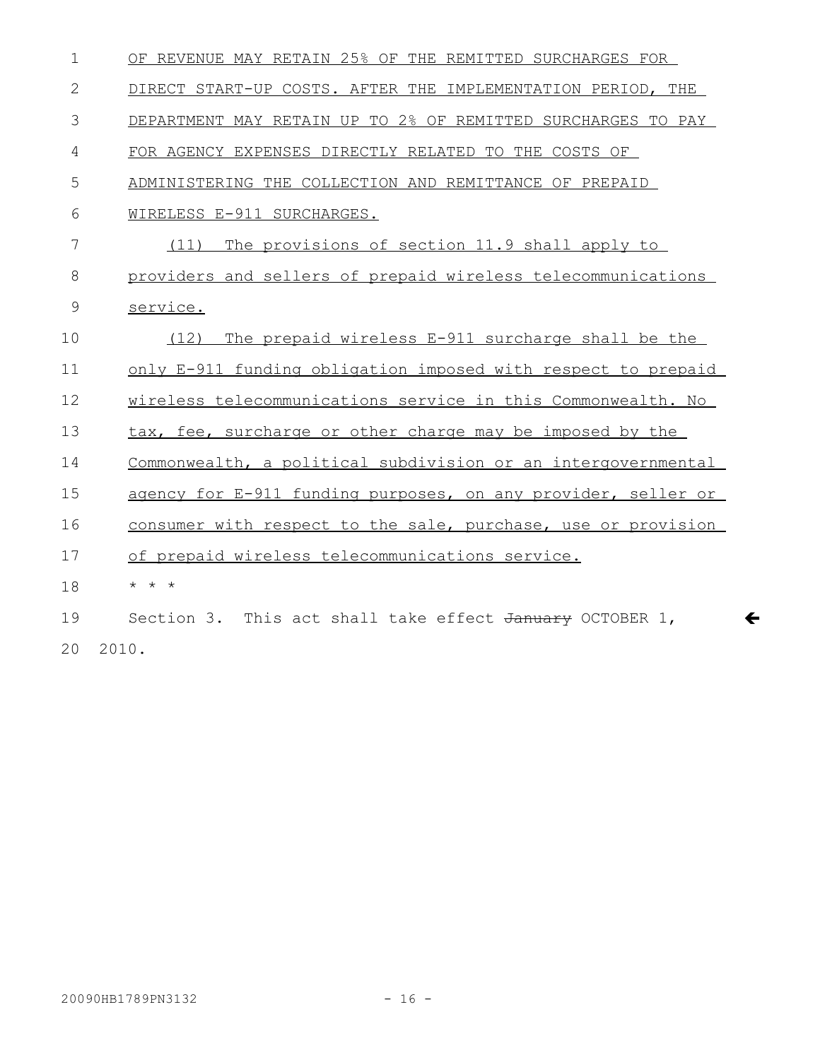OF REVENUE MAY RETAIN 25% OF THE REMITTED SURCHARGES FOR DIRECT START-UP COSTS. AFTER THE IMPLEMENTATION PERIOD, THE DEPARTMENT MAY RETAIN UP TO 2% OF REMITTED SURCHARGES TO PAY FOR AGENCY EXPENSES DIRECTLY RELATED TO THE COSTS OF ADMINISTERING THE COLLECTION AND REMITTANCE OF PREPAID WIRELESS E-911 SURCHARGES.

(11) The provisions of section 11.9 shall apply to providers and sellers of prepaid wireless telecommunications service.

(12) The prepaid wireless E-911 surcharge shall be the only E-911 funding obligation imposed with respect to prepaid wireless telecommunications service in this Commonwealth. No tax, fee, surcharge or other charge may be imposed by the Commonwealth, a political subdivision or an intergovernmental agency for E-911 funding purposes, on any provider, seller or consumer with respect to the sale, purchase, use or provision of prepaid wireless telecommunications service.

* * *

Section 3. This act shall take effect ~~January~~ OCTOBER 1, 2010.